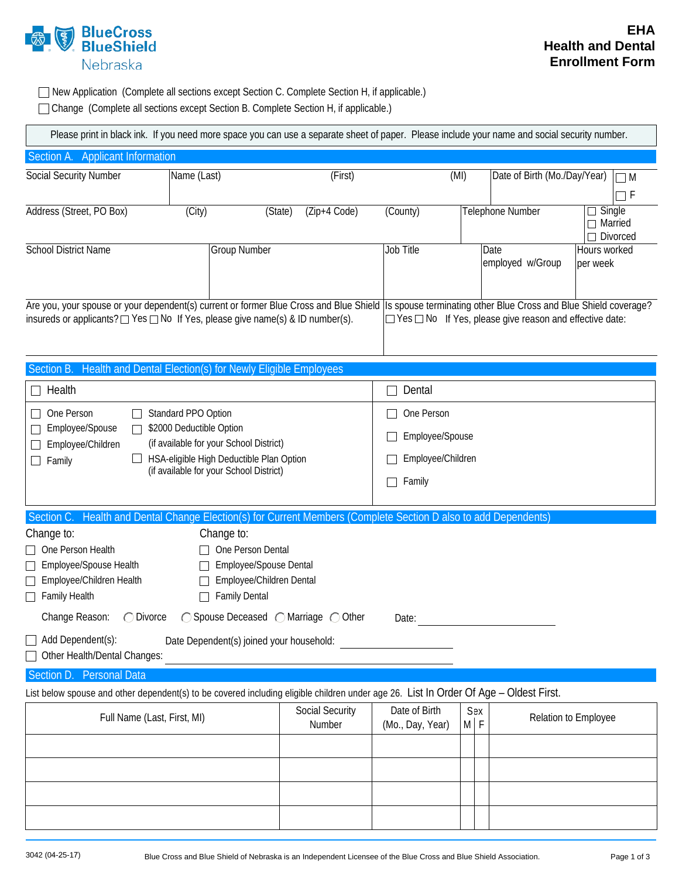BlueCross BlueShield Nebraska

# EHA Health and Dental Enrollment Form

☐ New Application (Complete all sections except Section C. Complete Section H, if applicable.)
☐ Change (Complete all sections except Section B. Complete Section H, if applicable.)

Please print in black ink. If you need more space you can use a separate sheet of paper. Please include your name and social security number.

## Section A. Applicant Information

| Social Security Number | Name (Last) (First) (MI) | Date of Birth (Mo./Day/Year) | ☐ M ☐ F |
|---|---|---|---|
| | | | |

| Address (Street, PO Box) | (City) | (State) | (Zip+4 Code) | (County) | Telephone Number | ☐ Single ☐ Married ☐ Divorced |
|---|---|---|---|---|---|---|
| | | | | | | |

| School District Name | Group Number | Job Title | Date employed w/Group | Hours worked per week |
|---|---|---|---|---|
| | | | | |

Are you, your spouse or your dependent(s) current or former Blue Cross and Blue Shield insureds or applicants? ☐ Yes ☐ No If Yes, please give name(s) & ID number(s).

Is spouse terminating other Blue Cross and Blue Shield coverage? ☐ Yes ☐ No If Yes, please give reason and effective date:

## Section B. Health and Dental Election(s) for Newly Eligible Employees

☐ **Health**

- ☐ One Person
- ☐ Employee/Spouse
- ☐ Employee/Children
- ☐ Family

- ☐ Standard PPO Option
- ☐ $2000 Deductible Option (if available for your School District)
- ☐ HSA-eligible High Deductible Plan Option (if available for your School District)

☐ **Dental**

- ☐ One Person
- ☐ Employee/Spouse
- ☐ Employee/Children
- ☐ Family

## Section C. Health and Dental Change Election(s) for Current Members (Complete Section D also to add Dependents)

Change to:

- ☐ One Person Health
- ☐ Employee/Spouse Health
- ☐ Employee/Children Health
- ☐ Family Health

Change to:

- ☐ One Person Dental
- ☐ Employee/Spouse Dental
- ☐ Employee/Children Dental
- ☐ Family Dental

Change Reason: ◯ Divorce ◯ Spouse Deceased ◯ Marriage ◯ Other Date: ____________

☐ Add Dependent(s): Date Dependent(s) joined your household: ____________

☐ Other Health/Dental Changes: ____________

## Section D. Personal Data

List below spouse and other dependent(s) to be covered including eligible children under age 26. List In Order Of Age – Oldest First.

| Full Name (Last, First, MI) | Social Security Number | Date of Birth (Mo., Day, Year) | Sex M | Sex F | Relation to Employee |
|---|---|---|---|---|---|
| | | | | | |
| | | | | | |
| | | | | | |
| | | | | | |

3042 (04-25-17) Blue Cross and Blue Shield of Nebraska is an Independent Licensee of the Blue Cross and Blue Shield Association.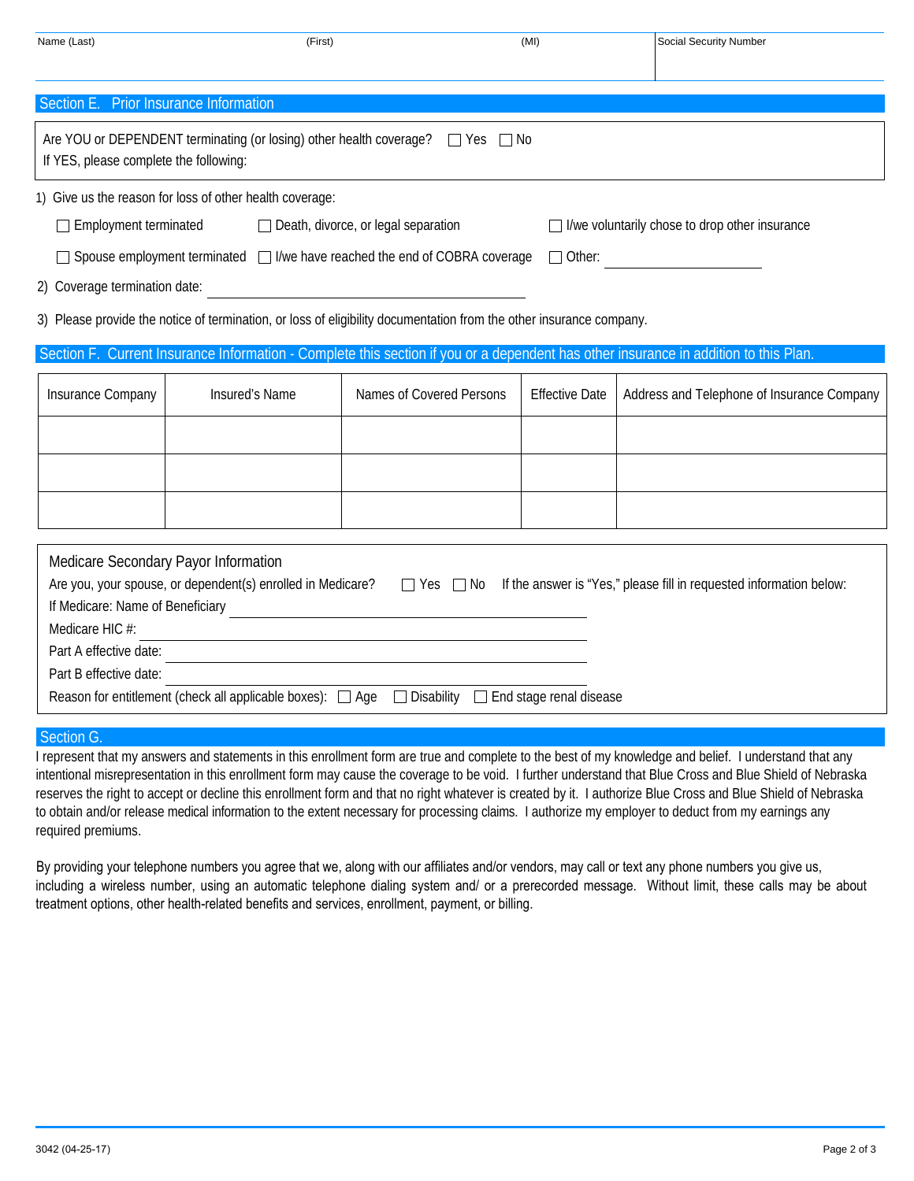| Name (Last) | (First) | (MI) | Social Security Number |
|---|---|---|---|
| | | | |

## Section E. Prior Insurance Information

Are YOU or DEPENDENT terminating (or losing) other health coverage? ☐ Yes ☐ No
If YES, please complete the following:

1) Give us the reason for loss of other health coverage:

☐ Employment terminated ☐ Death, divorce, or legal separation ☐ I/we voluntarily chose to drop other insurance

☐ Spouse employment terminated ☐ I/we have reached the end of COBRA coverage ☐ Other: ____________

2) Coverage termination date: ______________________________

3) Please provide the notice of termination, or loss of eligibility documentation from the other insurance company.

## Section F. Current Insurance Information - Complete this section if you or a dependent has other insurance in addition to this Plan.

| Insurance Company | Insured's Name | Names of Covered Persons | Effective Date | Address and Telephone of Insurance Company |
|---|---|---|---|---|
| | | | | |
| | | | | |
| | | | | |

### Medicare Secondary Payor Information

Are you, your spouse, or dependent(s) enrolled in Medicare? ☐ Yes ☐ No If the answer is "Yes," please fill in requested information below:

If Medicare: Name of Beneficiary ______________________________

Medicare HIC #: ______________________________

Part A effective date: ______________________________

Part B effective date: ______________________________

Reason for entitlement (check all applicable boxes): ☐ Age ☐ Disability ☐ End stage renal disease

## Section G.

I represent that my answers and statements in this enrollment form are true and complete to the best of my knowledge and belief. I understand that any intentional misrepresentation in this enrollment form may cause the coverage to be void. I further understand that Blue Cross and Blue Shield of Nebraska reserves the right to accept or decline this enrollment form and that no right whatever is created by it. I authorize Blue Cross and Blue Shield of Nebraska to obtain and/or release medical information to the extent necessary for processing claims. I authorize my employer to deduct from my earnings any required premiums.

By providing your telephone numbers you agree that we, along with our affiliates and/or vendors, may call or text any phone numbers you give us, including a wireless number, using an automatic telephone dialing system and/ or a prerecorded message. Without limit, these calls may be about treatment options, other health-related benefits and services, enrollment, payment, or billing.

3042 (04-25-17)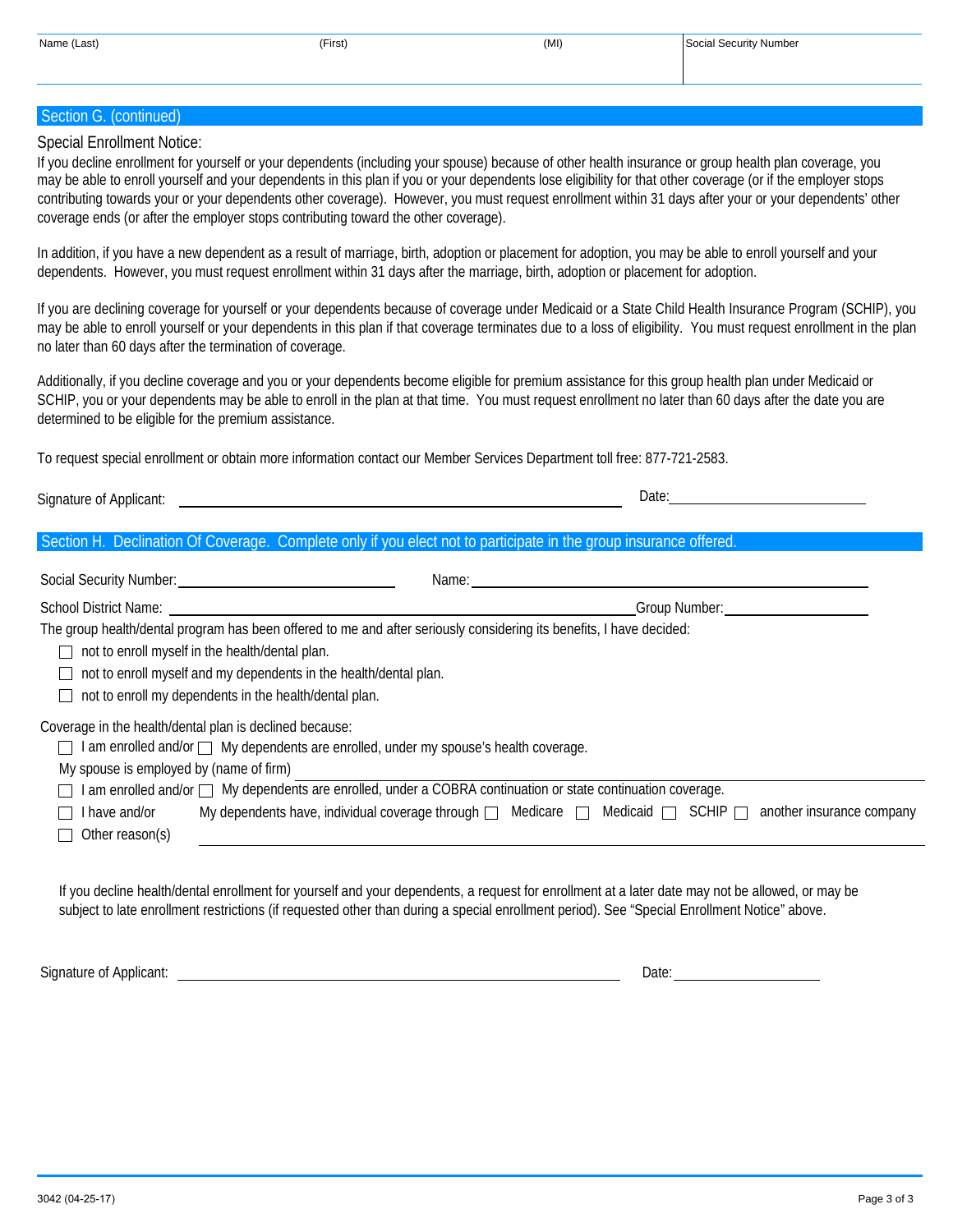| Name (Last) | (First) | (MI) | Social Security Number |
|---|---|---|---|
| | | | |

## Section G. (continued)

Special Enrollment Notice:

If you decline enrollment for yourself or your dependents (including your spouse) because of other health insurance or group health plan coverage, you may be able to enroll yourself and your dependents in this plan if you or your dependents lose eligibility for that other coverage (or if the employer stops contributing towards your or your dependents other coverage). However, you must request enrollment within 31 days after your or your dependents' other coverage ends (or after the employer stops contributing toward the other coverage).

In addition, if you have a new dependent as a result of marriage, birth, adoption or placement for adoption, you may be able to enroll yourself and your dependents. However, you must request enrollment within 31 days after the marriage, birth, adoption or placement for adoption.

If you are declining coverage for yourself or your dependents because of coverage under Medicaid or a State Child Health Insurance Program (SCHIP), you may be able to enroll yourself or your dependents in this plan if that coverage terminates due to a loss of eligibility. You must request enrollment in the plan no later than 60 days after the termination of coverage.

Additionally, if you decline coverage and you or your dependents become eligible for premium assistance for this group health plan under Medicaid or SCHIP, you or your dependents may be able to enroll in the plan at that time. You must request enrollment no later than 60 days after the date you are determined to be eligible for the premium assistance.

To request special enrollment or obtain more information contact our Member Services Department toll free: 877-721-2583.

Signature of Applicant: ______________________________ Date: ______________

## Section H. Declination Of Coverage. Complete only if you elect not to participate in the group insurance offered.

Social Security Number: ______________ Name: ______________________________

School District Name: ______________________________ Group Number: ______________

The group health/dental program has been offered to me and after seriously considering its benefits, I have decided:

- ☐ not to enroll myself in the health/dental plan.
- ☐ not to enroll myself and my dependents in the health/dental plan.
- ☐ not to enroll my dependents in the health/dental plan.

Coverage in the health/dental plan is declined because:

- ☐ I am enrolled and/or ☐ My dependents are enrolled, under my spouse's health coverage.
  My spouse is employed by (name of firm) ______________________________
- ☐ I am enrolled and/or ☐ My dependents are enrolled, under a COBRA continuation or state continuation coverage.
- ☐ I have and/or My dependents have, individual coverage through ☐ Medicare ☐ Medicaid ☐ SCHIP ☐ another insurance company
- ☐ Other reason(s) ______________________________

If you decline health/dental enrollment for yourself and your dependents, a request for enrollment at a later date may not be allowed, or may be subject to late enrollment restrictions (if requested other than during a special enrollment period). See "Special Enrollment Notice" above.

Signature of Applicant: ______________________________ Date: ______________

3042 (04-25-17)